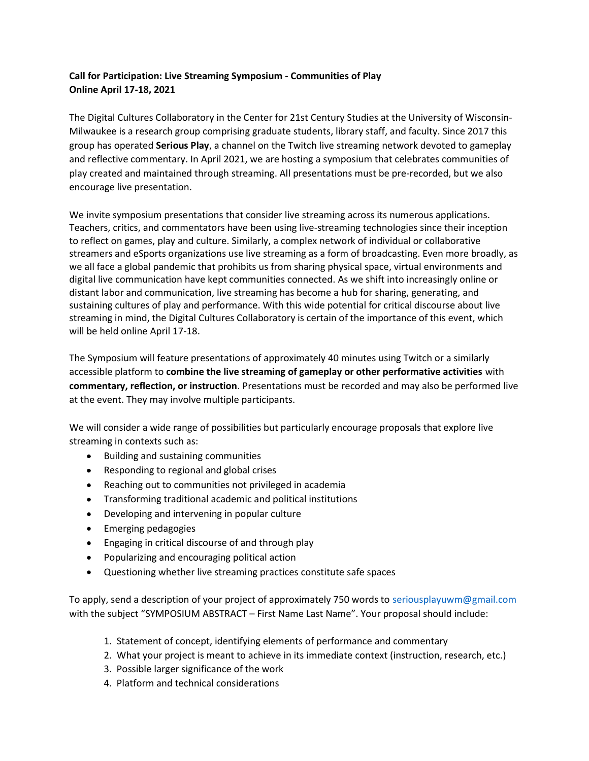**Call for Participation: Live Streaming Symposium - Communities of Play**
**Online April 17-18, 2021**

The Digital Cultures Collaboratory in the Center for 21st Century Studies at the University of Wisconsin-Milwaukee is a research group comprising graduate students, library staff, and faculty. Since 2017 this group has operated **Serious Play**, a channel on the Twitch live streaming network devoted to gameplay and reflective commentary. In April 2021, we are hosting a symposium that celebrates communities of play created and maintained through streaming. All presentations must be pre-recorded, but we also encourage live presentation.

We invite symposium presentations that consider live streaming across its numerous applications. Teachers, critics, and commentators have been using live-streaming technologies since their inception to reflect on games, play and culture. Similarly, a complex network of individual or collaborative streamers and eSports organizations use live streaming as a form of broadcasting. Even more broadly, as we all face a global pandemic that prohibits us from sharing physical space, virtual environments and digital live communication have kept communities connected. As we shift into increasingly online or distant labor and communication, live streaming has become a hub for sharing, generating, and sustaining cultures of play and performance. With this wide potential for critical discourse about live streaming in mind, the Digital Cultures Collaboratory is certain of the importance of this event, which will be held online April 17-18.

The Symposium will feature presentations of approximately 40 minutes using Twitch or a similarly accessible platform to **combine the live streaming of gameplay or other performative activities** with **commentary, reflection, or instruction**. Presentations must be recorded and may also be performed live at the event. They may involve multiple participants.

We will consider a wide range of possibilities but particularly encourage proposals that explore live streaming in contexts such as:

- Building and sustaining communities
- Responding to regional and global crises
- Reaching out to communities not privileged in academia
- Transforming traditional academic and political institutions
- Developing and intervening in popular culture
- Emerging pedagogies
- Engaging in critical discourse of and through play
- Popularizing and encouraging political action
- Questioning whether live streaming practices constitute safe spaces

To apply, send a description of your project of approximately 750 words to seriousplayuwm@gmail.com with the subject "SYMPOSIUM ABSTRACT – First Name Last Name". Your proposal should include:

1. Statement of concept, identifying elements of performance and commentary
2. What your project is meant to achieve in its immediate context (instruction, research, etc.)
3. Possible larger significance of the work
4. Platform and technical considerations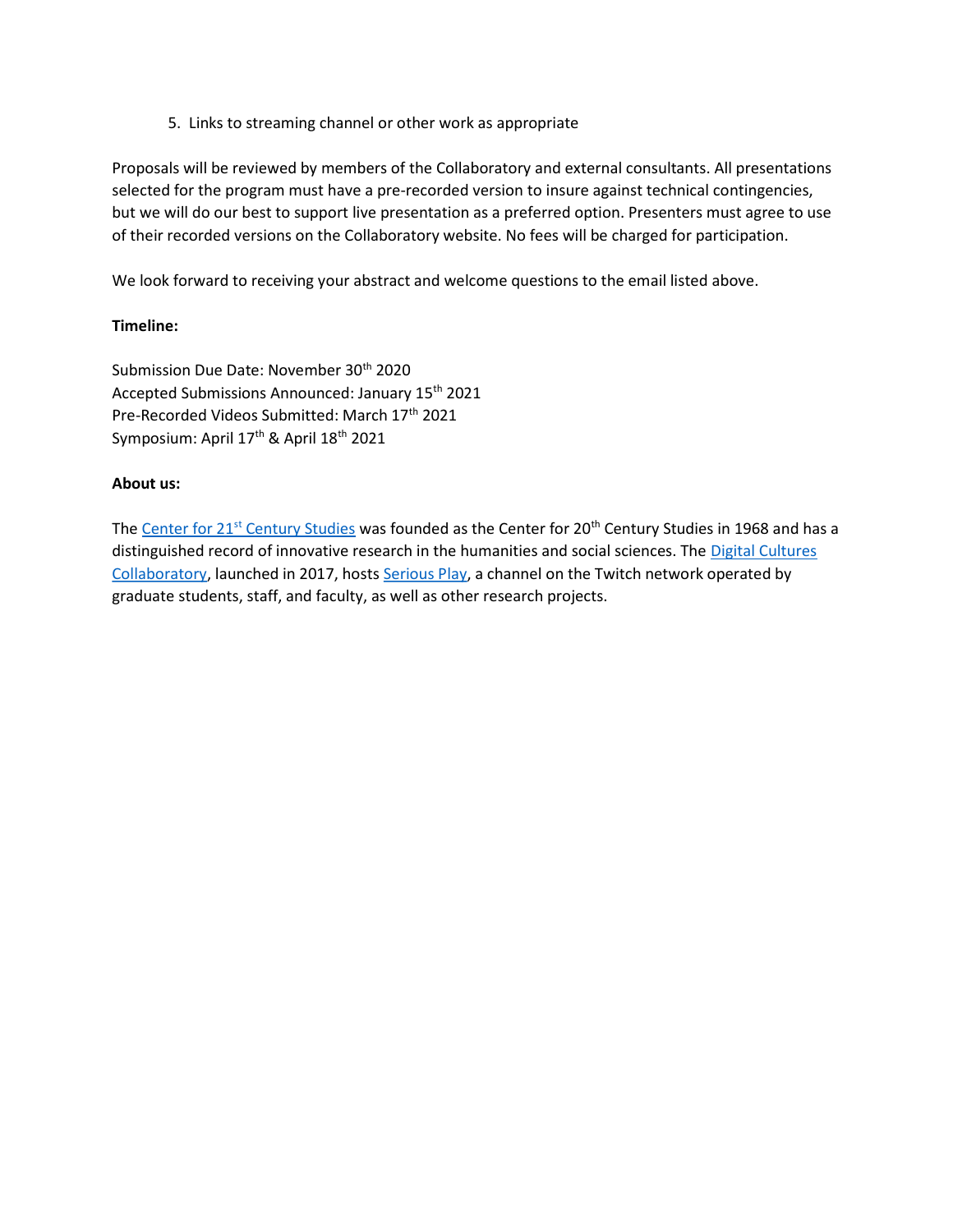5. Links to streaming channel or other work as appropriate

Proposals will be reviewed by members of the Collaboratory and external consultants. All presentations selected for the program must have a pre-recorded version to insure against technical contingencies, but we will do our best to support live presentation as a preferred option. Presenters must agree to use of their recorded versions on the Collaboratory website. No fees will be charged for participation.

We look forward to receiving your abstract and welcome questions to the email listed above.

**Timeline:**

Submission Due Date: November 30th 2020
Accepted Submissions Announced: January 15th 2021
Pre-Recorded Videos Submitted: March 17th 2021
Symposium: April 17th & April 18th 2021

**About us:**

The Center for 21st Century Studies was founded as the Center for 20th Century Studies in 1968 and has a distinguished record of innovative research in the humanities and social sciences. The Digital Cultures Collaboratory, launched in 2017, hosts Serious Play, a channel on the Twitch network operated by graduate students, staff, and faculty, as well as other research projects.